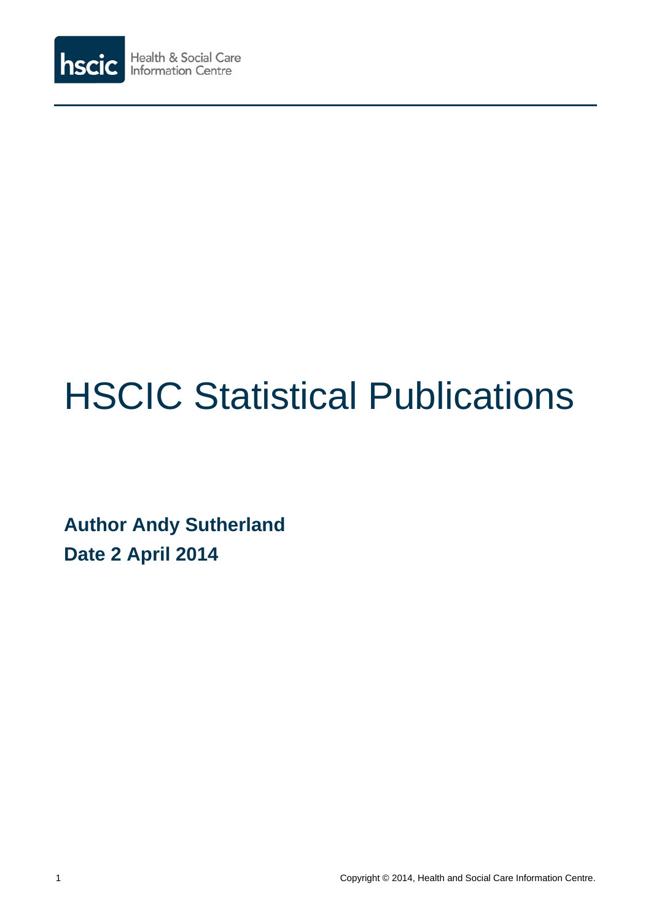Health & Social Care Information Centre

# HSCIC Statistical Publications

**Author Andy Sutherland**

**Date 2 April 2014**

Copyright © 2014, Health and Social Care Information Centre.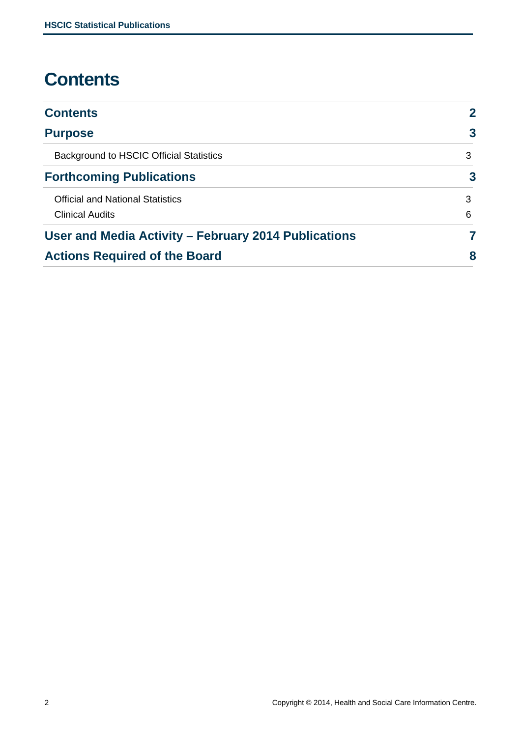# Contents

| | |
|---|---|
| **Contents** | **2** |
| **Purpose** | **3** |
| Background to HSCIC Official Statistics | 3 |
| **Forthcoming Publications** | **3** |
| Official and National Statistics | 3 |
| Clinical Audits | 6 |
| **User and Media Activity – February 2014 Publications** | **7** |
| **Actions Required of the Board** | **8** |

Copyright © 2014, Health and Social Care Information Centre.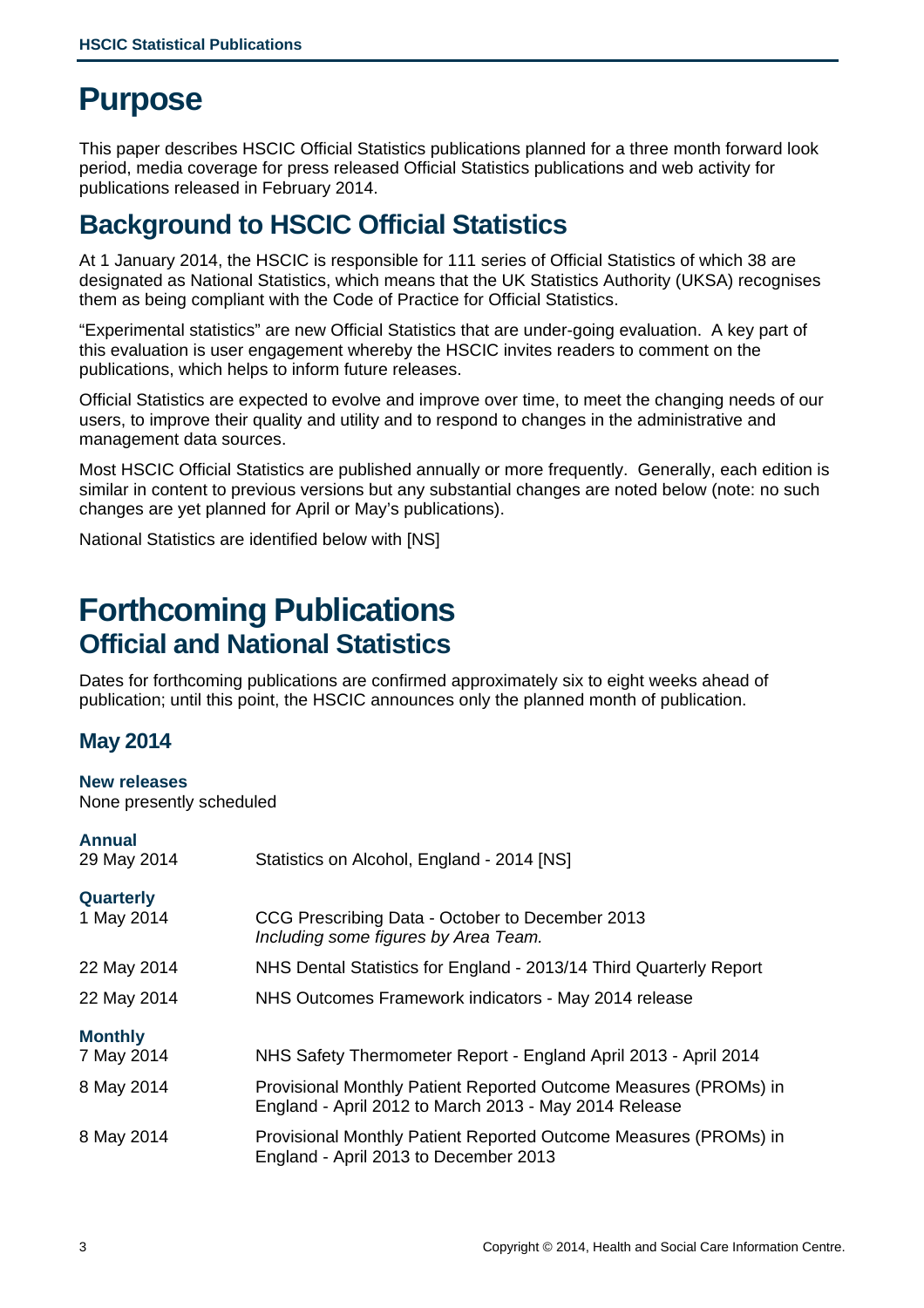# Purpose

This paper describes HSCIC Official Statistics publications planned for a three month forward look period, media coverage for press released Official Statistics publications and web activity for publications released in February 2014.

## Background to HSCIC Official Statistics

At 1 January 2014, the HSCIC is responsible for 111 series of Official Statistics of which 38 are designated as National Statistics, which means that the UK Statistics Authority (UKSA) recognises them as being compliant with the Code of Practice for Official Statistics.

"Experimental statistics" are new Official Statistics that are under-going evaluation. A key part of this evaluation is user engagement whereby the HSCIC invites readers to comment on the publications, which helps to inform future releases.

Official Statistics are expected to evolve and improve over time, to meet the changing needs of our users, to improve their quality and utility and to respond to changes in the administrative and management data sources.

Most HSCIC Official Statistics are published annually or more frequently. Generally, each edition is similar in content to previous versions but any substantial changes are noted below (note: no such changes are yet planned for April or May's publications).

National Statistics are identified below with [NS]

# Forthcoming Publications

## Official and National Statistics

Dates for forthcoming publications are confirmed approximately six to eight weeks ahead of publication; until this point, the HSCIC announces only the planned month of publication.

### May 2014

**New releases**

None presently scheduled

**Annual**

| | |
|---|---|
| 29 May 2014 | Statistics on Alcohol, England - 2014 [NS] |

**Quarterly**

| | |
|---|---|
| 1 May 2014 | CCG Prescribing Data - October to December 2013 *Including some figures by Area Team.* |
| 22 May 2014 | NHS Dental Statistics for England - 2013/14 Third Quarterly Report |
| 22 May 2014 | NHS Outcomes Framework indicators - May 2014 release |

**Monthly**

| | |
|---|---|
| 7 May 2014 | NHS Safety Thermometer Report - England April 2013 - April 2014 |
| 8 May 2014 | Provisional Monthly Patient Reported Outcome Measures (PROMs) in England - April 2012 to March 2013 - May 2014 Release |
| 8 May 2014 | Provisional Monthly Patient Reported Outcome Measures (PROMs) in England - April 2013 to December 2013 |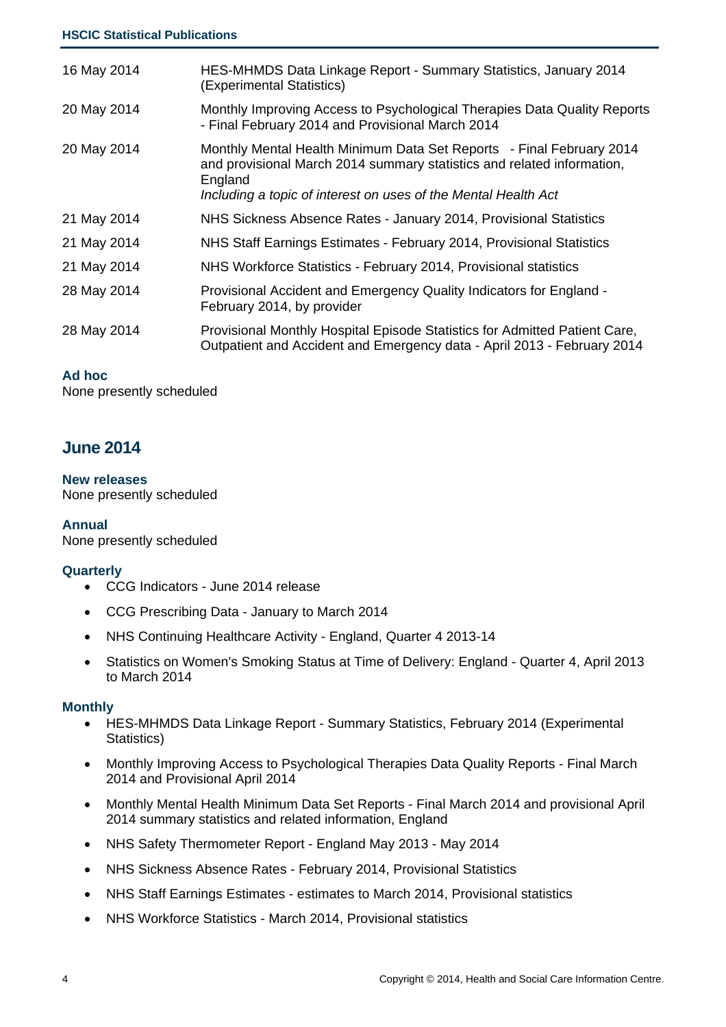| | |
|---|---|
| 16 May 2014 | HES-MHMDS Data Linkage Report - Summary Statistics, January 2014 (Experimental Statistics) |
| 20 May 2014 | Monthly Improving Access to Psychological Therapies Data Quality Reports - Final February 2014 and Provisional March 2014 |
| 20 May 2014 | Monthly Mental Health Minimum Data Set Reports - Final February 2014 and provisional March 2014 summary statistics and related information, England *Including a topic of interest on uses of the Mental Health Act* |
| 21 May 2014 | NHS Sickness Absence Rates - January 2014, Provisional Statistics |
| 21 May 2014 | NHS Staff Earnings Estimates - February 2014, Provisional Statistics |
| 21 May 2014 | NHS Workforce Statistics - February 2014, Provisional statistics |
| 28 May 2014 | Provisional Accident and Emergency Quality Indicators for England - February 2014, by provider |
| 28 May 2014 | Provisional Monthly Hospital Episode Statistics for Admitted Patient Care, Outpatient and Accident and Emergency data - April 2013 - February 2014 |

**Ad hoc**
None presently scheduled

## June 2014

**New releases**
None presently scheduled

**Annual**
None presently scheduled

**Quarterly**

- CCG Indicators - June 2014 release
- CCG Prescribing Data - January to March 2014
- NHS Continuing Healthcare Activity - England, Quarter 4 2013-14
- Statistics on Women's Smoking Status at Time of Delivery: England - Quarter 4, April 2013 to March 2014

**Monthly**

- HES-MHMDS Data Linkage Report - Summary Statistics, February 2014 (Experimental Statistics)
- Monthly Improving Access to Psychological Therapies Data Quality Reports - Final March 2014 and Provisional April 2014
- Monthly Mental Health Minimum Data Set Reports - Final March 2014 and provisional April 2014 summary statistics and related information, England
- NHS Safety Thermometer Report - England May 2013 - May 2014
- NHS Sickness Absence Rates - February 2014, Provisional Statistics
- NHS Staff Earnings Estimates - estimates to March 2014, Provisional statistics
- NHS Workforce Statistics - March 2014, Provisional statistics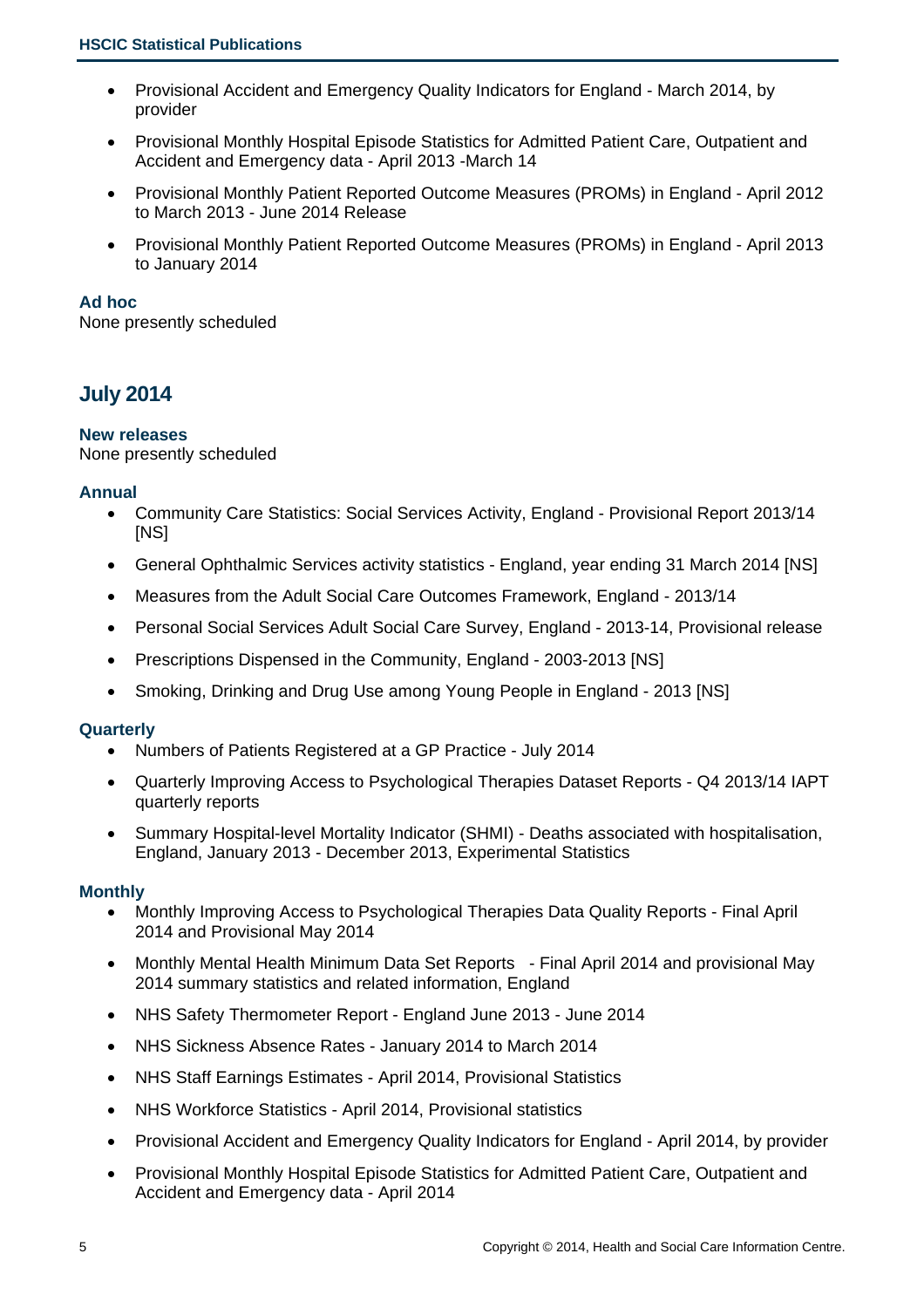- Provisional Accident and Emergency Quality Indicators for England - March 2014, by provider
- Provisional Monthly Hospital Episode Statistics for Admitted Patient Care, Outpatient and Accident and Emergency data - April 2013 -March 14
- Provisional Monthly Patient Reported Outcome Measures (PROMs) in England - April 2012 to March 2013 - June 2014 Release
- Provisional Monthly Patient Reported Outcome Measures (PROMs) in England - April 2013 to January 2014

### Ad hoc

None presently scheduled

## July 2014

### New releases

None presently scheduled

### Annual

- Community Care Statistics: Social Services Activity, England - Provisional Report 2013/14 [NS]
- General Ophthalmic Services activity statistics - England, year ending 31 March 2014 [NS]
- Measures from the Adult Social Care Outcomes Framework, England - 2013/14
- Personal Social Services Adult Social Care Survey, England - 2013-14, Provisional release
- Prescriptions Dispensed in the Community, England - 2003-2013 [NS]
- Smoking, Drinking and Drug Use among Young People in England - 2013 [NS]

### Quarterly

- Numbers of Patients Registered at a GP Practice - July 2014
- Quarterly Improving Access to Psychological Therapies Dataset Reports - Q4 2013/14 IAPT quarterly reports
- Summary Hospital-level Mortality Indicator (SHMI) - Deaths associated with hospitalisation, England, January 2013 - December 2013, Experimental Statistics

### Monthly

- Monthly Improving Access to Psychological Therapies Data Quality Reports - Final April 2014 and Provisional May 2014
- Monthly Mental Health Minimum Data Set Reports - Final April 2014 and provisional May 2014 summary statistics and related information, England
- NHS Safety Thermometer Report - England June 2013 - June 2014
- NHS Sickness Absence Rates - January 2014 to March 2014
- NHS Staff Earnings Estimates - April 2014, Provisional Statistics
- NHS Workforce Statistics - April 2014, Provisional statistics
- Provisional Accident and Emergency Quality Indicators for England - April 2014, by provider
- Provisional Monthly Hospital Episode Statistics for Admitted Patient Care, Outpatient and Accident and Emergency data - April 2014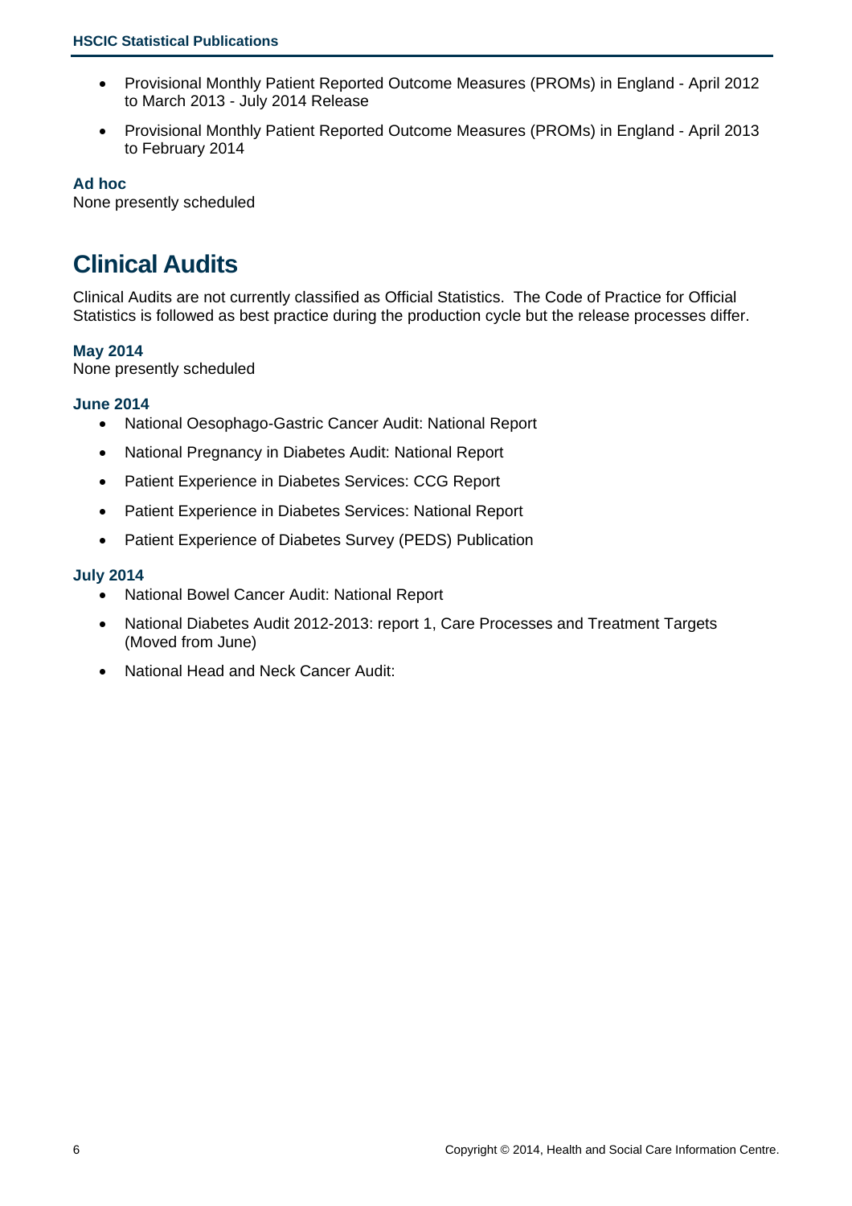- Provisional Monthly Patient Reported Outcome Measures (PROMs) in England - April 2012 to March 2013 - July 2014 Release
- Provisional Monthly Patient Reported Outcome Measures (PROMs) in England - April 2013 to February 2014

### Ad hoc

None presently scheduled

# Clinical Audits

Clinical Audits are not currently classified as Official Statistics. The Code of Practice for Official Statistics is followed as best practice during the production cycle but the release processes differ.

### May 2014

None presently scheduled

### June 2014

- National Oesophago-Gastric Cancer Audit: National Report
- National Pregnancy in Diabetes Audit: National Report
- Patient Experience in Diabetes Services: CCG Report
- Patient Experience in Diabetes Services: National Report
- Patient Experience of Diabetes Survey (PEDS) Publication

### July 2014

- National Bowel Cancer Audit: National Report
- National Diabetes Audit 2012-2013: report 1, Care Processes and Treatment Targets (Moved from June)
- National Head and Neck Cancer Audit: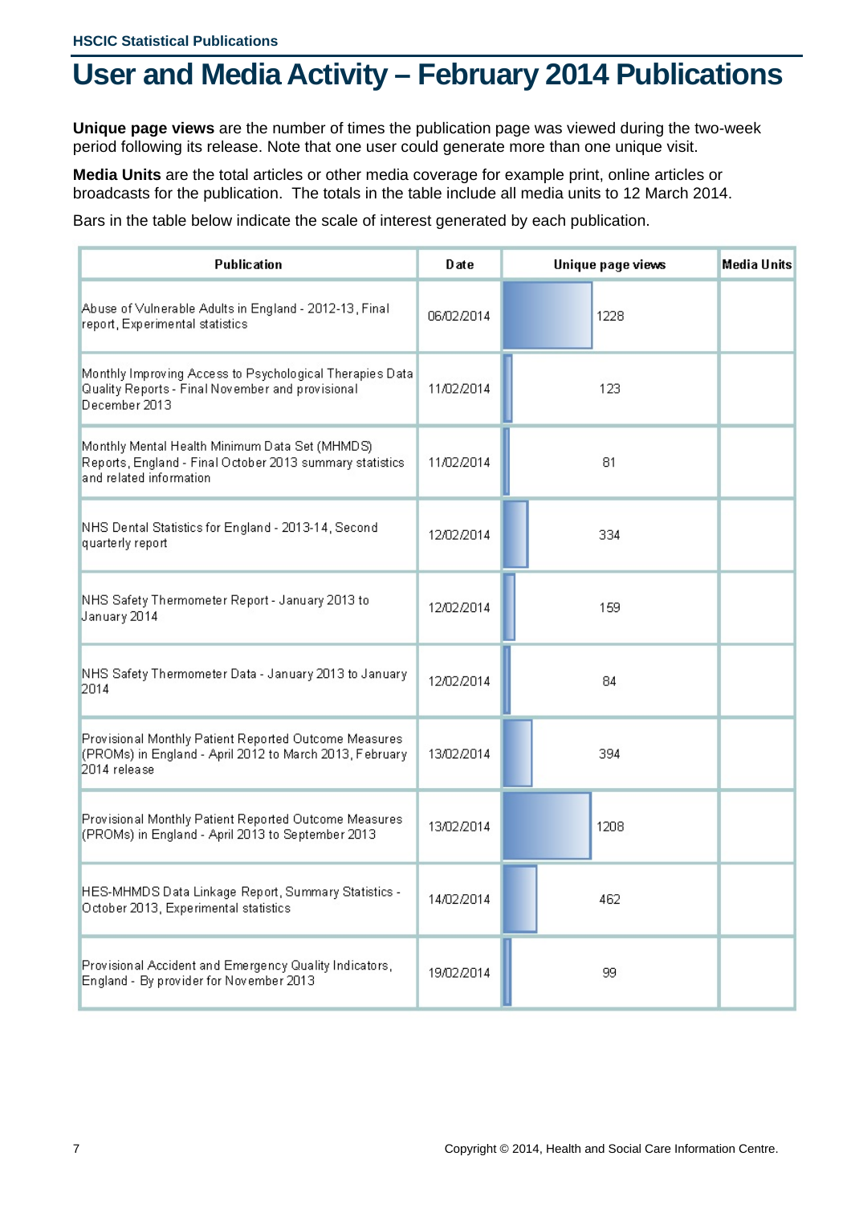# User and Media Activity – February 2014 Publications

**Unique page views** are the number of times the publication page was viewed during the two-week period following its release. Note that one user could generate more than one unique visit.

**Media Units** are the total articles or other media coverage for example print, online articles or broadcasts for the publication. The totals in the table include all media units to 12 March 2014.

Bars in the table below indicate the scale of interest generated by each publication.

| Publication | Date | Unique page views | Media Units |
|---|---|---|---|
| Abuse of Vulnerable Adults in England - 2012-13, Final report, Experimental statistics | 06/02/2014 | 1228 | |
| Monthly Improving Access to Psychological Therapies Data Quality Reports - Final November and provisional December 2013 | 11/02/2014 | 123 | |
| Monthly Mental Health Minimum Data Set (MHMDS) Reports, England - Final October 2013 summary statistics and related information | 11/02/2014 | 81 | |
| NHS Dental Statistics for England - 2013-14, Second quarterly report | 12/02/2014 | 334 | |
| NHS Safety Thermometer Report - January 2013 to January 2014 | 12/02/2014 | 159 | |
| NHS Safety Thermometer Data - January 2013 to January 2014 | 12/02/2014 | 84 | |
| Provisional Monthly Patient Reported Outcome Measures (PROMs) in England - April 2012 to March 2013, February 2014 release | 13/02/2014 | 394 | |
| Provisional Monthly Patient Reported Outcome Measures (PROMs) in England - April 2013 to September 2013 | 13/02/2014 | 1208 | |
| HES-MHMDS Data Linkage Report, Summary Statistics - October 2013, Experimental statistics | 14/02/2014 | 462 | |
| Provisional Accident and Emergency Quality Indicators, England - By provider for November 2013 | 19/02/2014 | 99 | |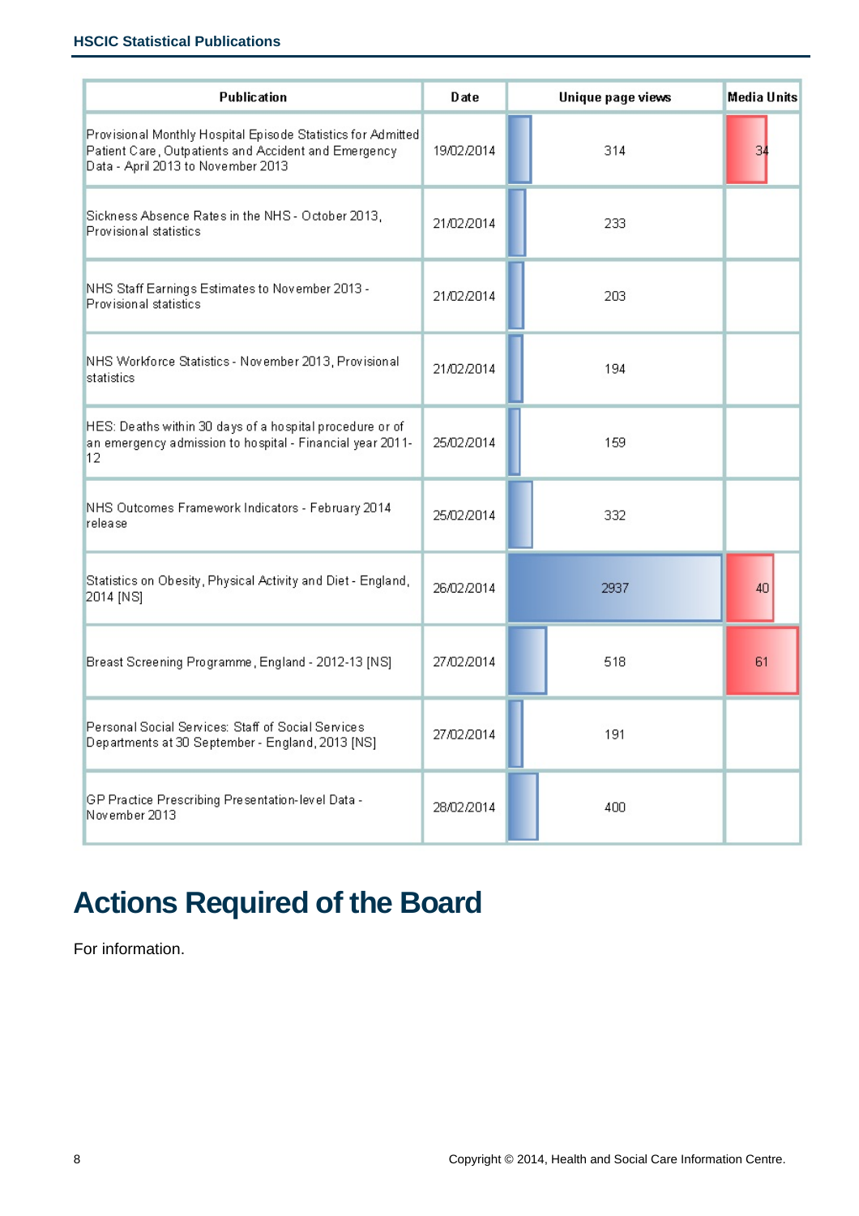| Publication | Date | Unique page views | Media Units |
|---|---|---|---|
| Provisional Monthly Hospital Episode Statistics for Admitted Patient Care, Outpatients and Accident and Emergency Data - April 2013 to November 2013 | 19/02/2014 | 314 | 34 |
| Sickness Absence Rates in the NHS - October 2013, Provisional statistics | 21/02/2014 | 233 | |
| NHS Staff Earnings Estimates to November 2013 - Provisional statistics | 21/02/2014 | 203 | |
| NHS Workforce Statistics - November 2013, Provisional statistics | 21/02/2014 | 194 | |
| HES: Deaths within 30 days of a hospital procedure or of an emergency admission to hospital - Financial year 2011-12 | 25/02/2014 | 159 | |
| NHS Outcomes Framework Indicators - February 2014 release | 25/02/2014 | 332 | |
| Statistics on Obesity, Physical Activity and Diet - England, 2014 [NS] | 26/02/2014 | 2937 | 40 |
| Breast Screening Programme, England - 2012-13 [NS] | 27/02/2014 | 518 | 61 |
| Personal Social Services: Staff of Social Services Departments at 30 September - England, 2013 [NS] | 27/02/2014 | 191 | |
| GP Practice Prescribing Presentation-level Data - November 2013 | 28/02/2014 | 400 | |

# Actions Required of the Board

For information.